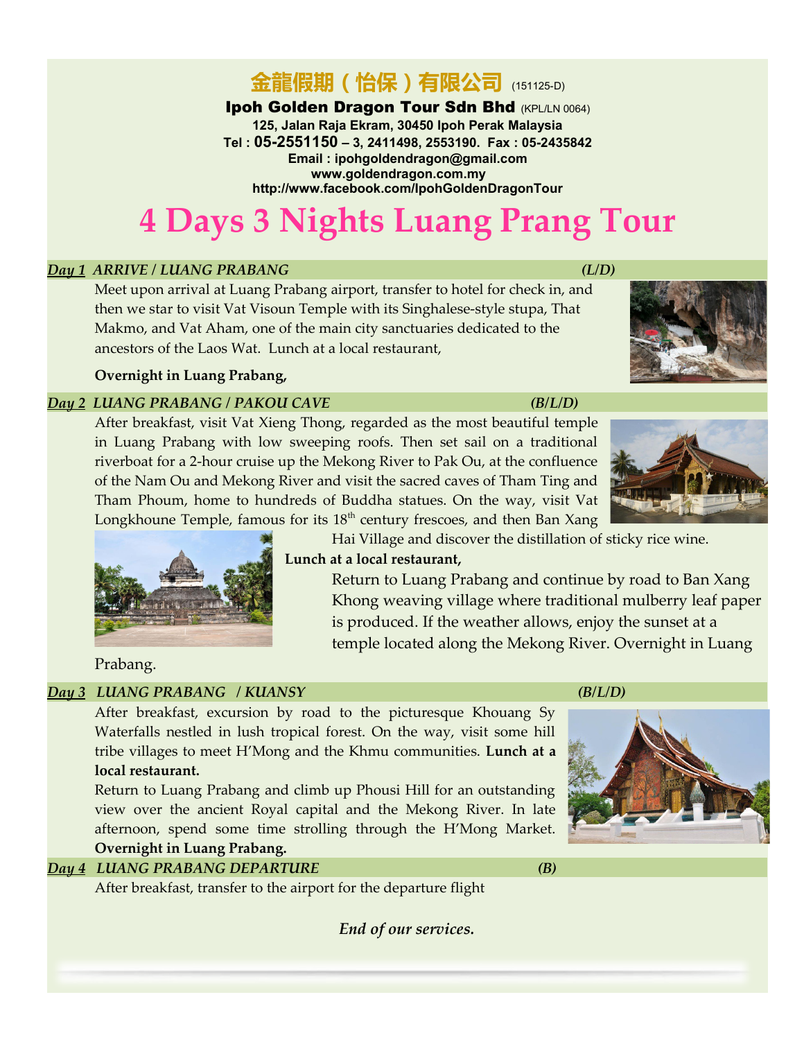# 金龍假期（怡保）有限公司 (151125-D)

**Ipoh Golden Dragon Tour Sdn Bhd** (KPL/LN 0064)

**125, Jalan Raja Ekram, 30450 Ipoh Perak Malaysia**

**Tel : 05-2551150 – 3, 2411498, 2553190. Fax : 05-2435842**

**Email : ipohgoldendragon@gmail.com**

**www.goldendragon.com.my**

**http://www.facebook.com/IpohGoldenDragonTour**

# 4 Days 3 Nights Luang Prang Tour

## *Day 1 ARRIVE / LUANG PRABANG (L/D)*

Meet upon arrival at Luang Prabang airport, transfer to hotel for check in, and then we star to visit Vat Visoun Temple with its Singhalese-style stupa, That Makmo, and Vat Aham, one of the main city sanctuaries dedicated to the ancestors of the Laos Wat. Lunch at a local restaurant,

**Overnight in Luang Prabang,**

## *Day 2 LUANG PRABANG / PAKOU CAVE (B/L/D)*

After breakfast, visit Vat Xieng Thong, regarded as the most beautiful temple in Luang Prabang with low sweeping roofs. Then set sail on a traditional riverboat for a 2-hour cruise up the Mekong River to Pak Ou, at the confluence of the Nam Ou and Mekong River and visit the sacred caves of Tham Ting and Tham Phoum, home to hundreds of Buddha statues. On the way, visit Vat Longkhoune Temple, famous for its 18th century frescoes, and then Ban Xang Hai Village and discover the distillation of sticky rice wine.

**Lunch at a local restaurant,**

Return to Luang Prabang and continue by road to Ban Xang Khong weaving village where traditional mulberry leaf paper is produced. If the weather allows, enjoy the sunset at a temple located along the Mekong River. Overnight in Luang Prabang.

## *Day 3 LUANG PRABANG / KUANSY (B/L/D)*

After breakfast, excursion by road to the picturesque Khouang Sy Waterfalls nestled in lush tropical forest. On the way, visit some hill tribe villages to meet H'Mong and the Khmu communities. **Lunch at a local restaurant.**

Return to Luang Prabang and climb up Phousi Hill for an outstanding view over the ancient Royal capital and the Mekong River. In late afternoon, spend some time strolling through the H'Mong Market. **Overnight in Luang Prabang.**

## *Day 4 LUANG PRABANG DEPARTURE (B)*

After breakfast, transfer to the airport for the departure flight

*End of our services.*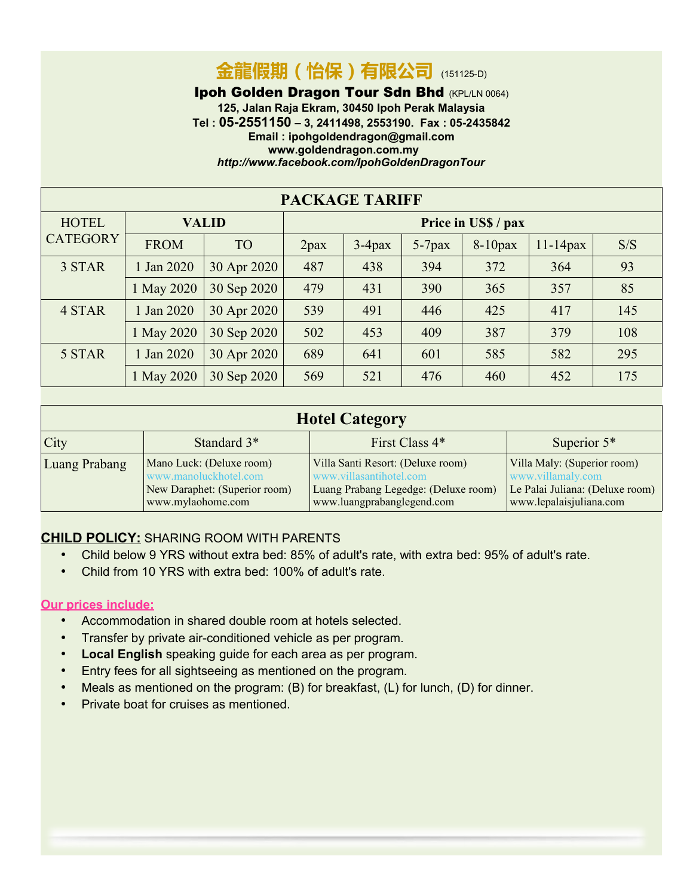# 金龍假期（怡保）有限公司 (151125-D)

**Ipoh Golden Dragon Tour Sdn Bhd** (KPL/LN 0064)

**125, Jalan Raja Ekram, 30450 Ipoh Perak Malaysia**

**Tel : 05-2551150 – 3, 2411498, 2553190. Fax : 05-2435842**

**Email : ipohgoldendragon@gmail.com**

**www.goldendragon.com.my**

***http://www.facebook.com/IpohGoldenDragonTour***

| PACKAGE TARIFF | | | | | | | | |
|---|---|---|---|---|---|---|---|---|
| HOTEL CATEGORY | VALID | | Price in US$ / pax | | | | | |
| | FROM | TO | 2pax | 3-4pax | 5-7pax | 8-10pax | 11-14pax | S/S |
| 3 STAR | 1 Jan 2020 | 30 Apr 2020 | 487 | 438 | 394 | 372 | 364 | 93 |
| | 1 May 2020 | 30 Sep 2020 | 479 | 431 | 390 | 365 | 357 | 85 |
| 4 STAR | 1 Jan 2020 | 30 Apr 2020 | 539 | 491 | 446 | 425 | 417 | 145 |
| | 1 May 2020 | 30 Sep 2020 | 502 | 453 | 409 | 387 | 379 | 108 |
| 5 STAR | 1 Jan 2020 | 30 Apr 2020 | 689 | 641 | 601 | 585 | 582 | 295 |
| | 1 May 2020 | 30 Sep 2020 | 569 | 521 | 476 | 460 | 452 | 175 |

| Hotel Category | | | |
|---|---|---|---|
| City | Standard 3* | First Class 4* | Superior 5* |
| Luang Prabang | Mano Luck: (Deluxe room)<br>www.manoluckhotel.com<br>New Daraphet: (Superior room)<br>www.mylaohome.com | Villa Santi Resort: (Deluxe room)<br>www.villasantihotel.com<br>Luang Prabang Legedge: (Deluxe room)<br>www.luangprabanglegend.com | Villa Maly: (Superior room)<br>www.villamaly.com<br>Le Palai Juliana: (Deluxe room)<br>www.lepalaisjuliana.com |

**CHILD POLICY:** SHARING ROOM WITH PARENTS

- Child below 9 YRS without extra bed: 85% of adult's rate, with extra bed: 95% of adult's rate.
- Child from 10 YRS with extra bed: 100% of adult's rate.

**Our prices include:**

- Accommodation in shared double room at hotels selected.
- Transfer by private air-conditioned vehicle as per program.
- **Local English** speaking guide for each area as per program.
- Entry fees for all sightseeing as mentioned on the program.
- Meals as mentioned on the program: (B) for breakfast, (L) for lunch, (D) for dinner.
- Private boat for cruises as mentioned.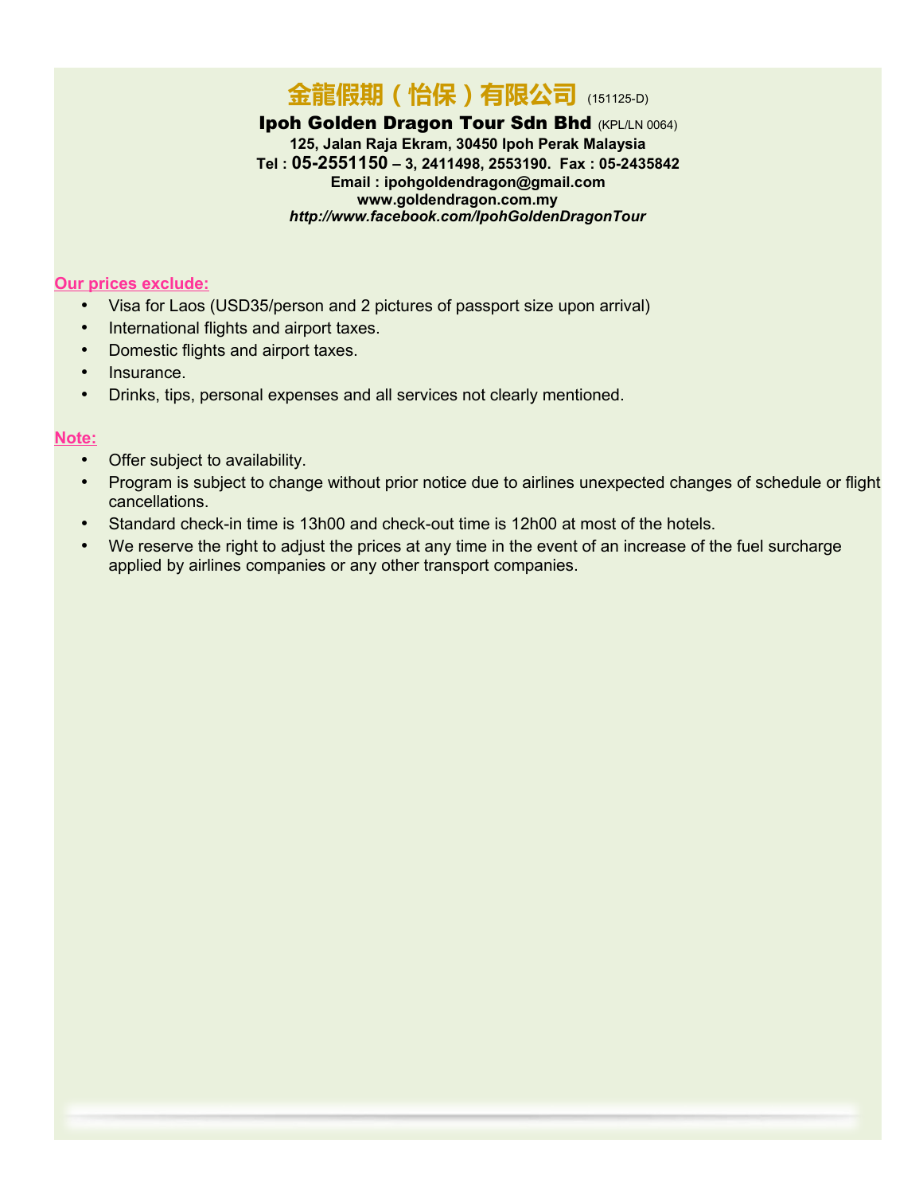# 金龍假期（怡保）有限公司 (151125-D)

**Ipoh Golden Dragon Tour Sdn Bhd** (KPL/LN 0064)

**125, Jalan Raja Ekram, 30450 Ipoh Perak Malaysia**

**Tel : 05-2551150 – 3, 2411498, 2553190. Fax : 05-2435842**

**Email : ipohgoldendragon@gmail.com**

**www.goldendragon.com.my**

***http://www.facebook.com/IpohGoldenDragonTour***

**Our prices exclude:**

- Visa for Laos (USD35/person and 2 pictures of passport size upon arrival)
- International flights and airport taxes.
- Domestic flights and airport taxes.
- Insurance.
- Drinks, tips, personal expenses and all services not clearly mentioned.

**Note:**

- Offer subject to availability.
- Program is subject to change without prior notice due to airlines unexpected changes of schedule or flight cancellations.
- Standard check-in time is 13h00 and check-out time is 12h00 at most of the hotels.
- We reserve the right to adjust the prices at any time in the event of an increase of the fuel surcharge applied by airlines companies or any other transport companies.